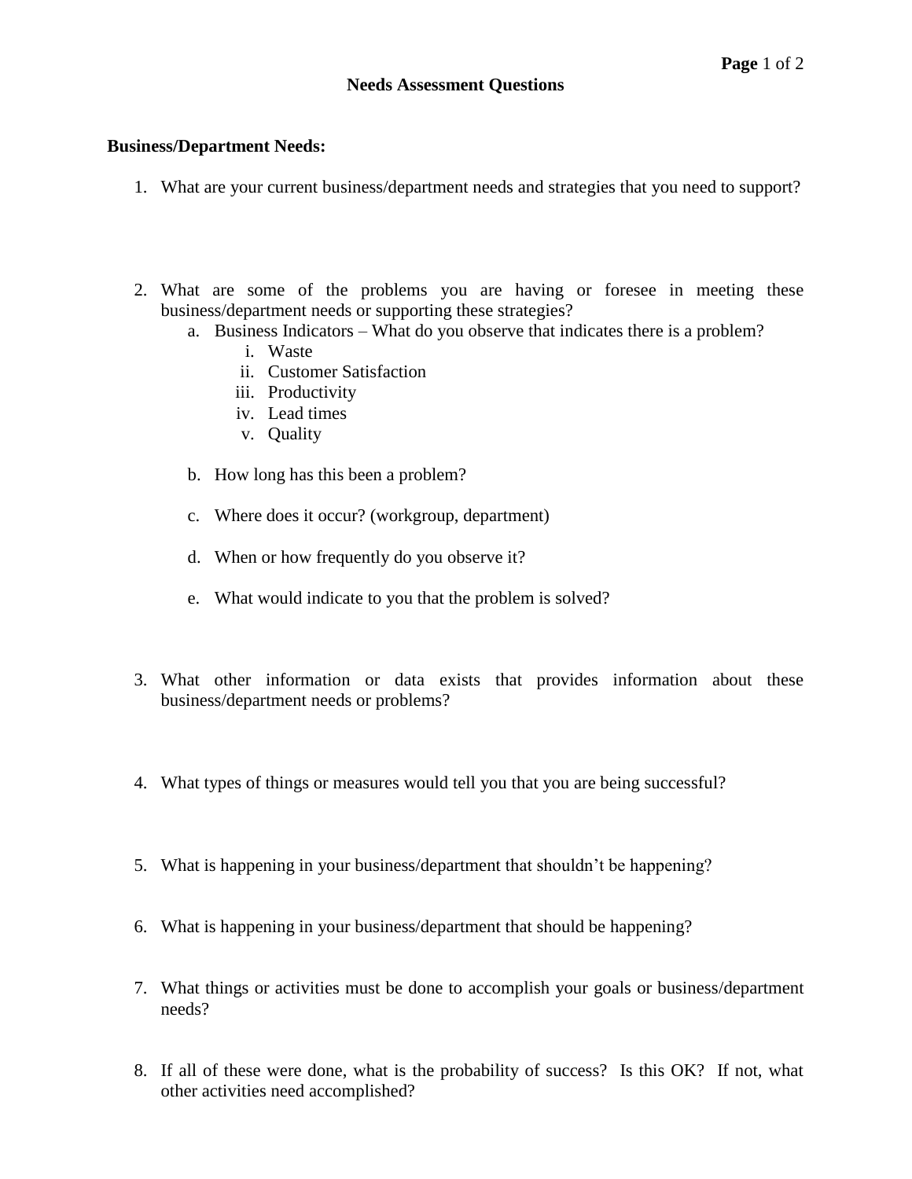# Needs Assessment Questions

**Business/Department Needs:**

1. What are your current business/department needs and strategies that you need to support?

2. What are some of the problems you are having or foresee in meeting these business/department needs or supporting these strategies?
   a. Business Indicators – What do you observe that indicates there is a problem?
      i. Waste
      ii. Customer Satisfaction
      iii. Productivity
      iv. Lead times
      v. Quality

   b. How long has this been a problem?

   c. Where does it occur? (workgroup, department)

   d. When or how frequently do you observe it?

   e. What would indicate to you that the problem is solved?

3. What other information or data exists that provides information about these business/department needs or problems?

4. What types of things or measures would tell you that you are being successful?

5. What is happening in your business/department that shouldn't be happening?

6. What is happening in your business/department that should be happening?

7. What things or activities must be done to accomplish your goals or business/department needs?

8. If all of these were done, what is the probability of success? Is this OK? If not, what other activities need accomplished?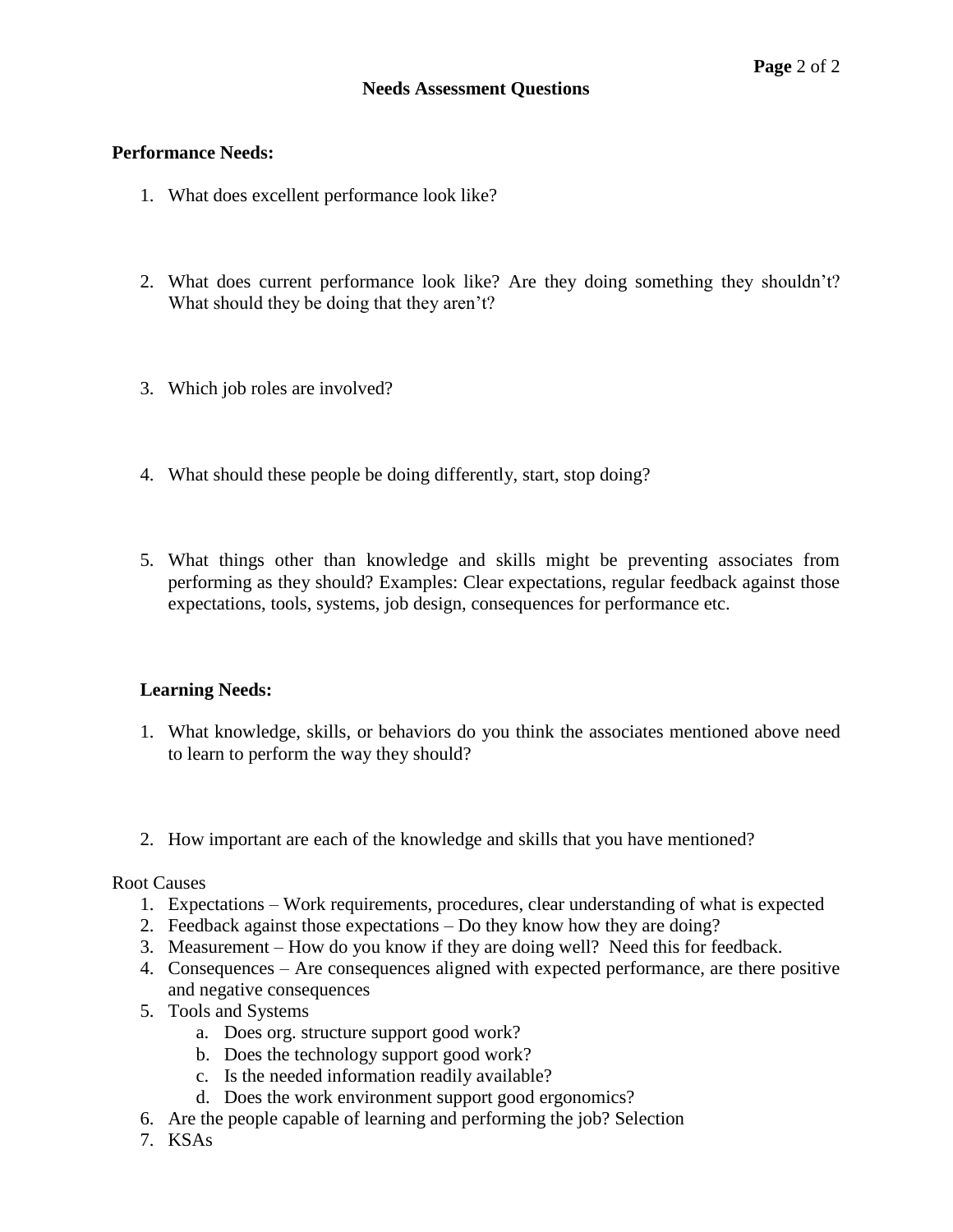# Needs Assessment Questions

**Performance Needs:**

1. What does excellent performance look like?

2. What does current performance look like? Are they doing something they shouldn't? What should they be doing that they aren't?

3. Which job roles are involved?

4. What should these people be doing differently, start, stop doing?

5. What things other than knowledge and skills might be preventing associates from performing as they should? Examples: Clear expectations, regular feedback against those expectations, tools, systems, job design, consequences for performance etc.

**Learning Needs:**

1. What knowledge, skills, or behaviors do you think the associates mentioned above need to learn to perform the way they should?

2. How important are each of the knowledge and skills that you have mentioned?

Root Causes

1. Expectations – Work requirements, procedures, clear understanding of what is expected
2. Feedback against those expectations – Do they know how they are doing?
3. Measurement – How do you know if they are doing well? Need this for feedback.
4. Consequences – Are consequences aligned with expected performance, are there positive and negative consequences
5. Tools and Systems
    a. Does org. structure support good work?
    b. Does the technology support good work?
    c. Is the needed information readily available?
    d. Does the work environment support good ergonomics?
6. Are the people capable of learning and performing the job? Selection
7. KSAs